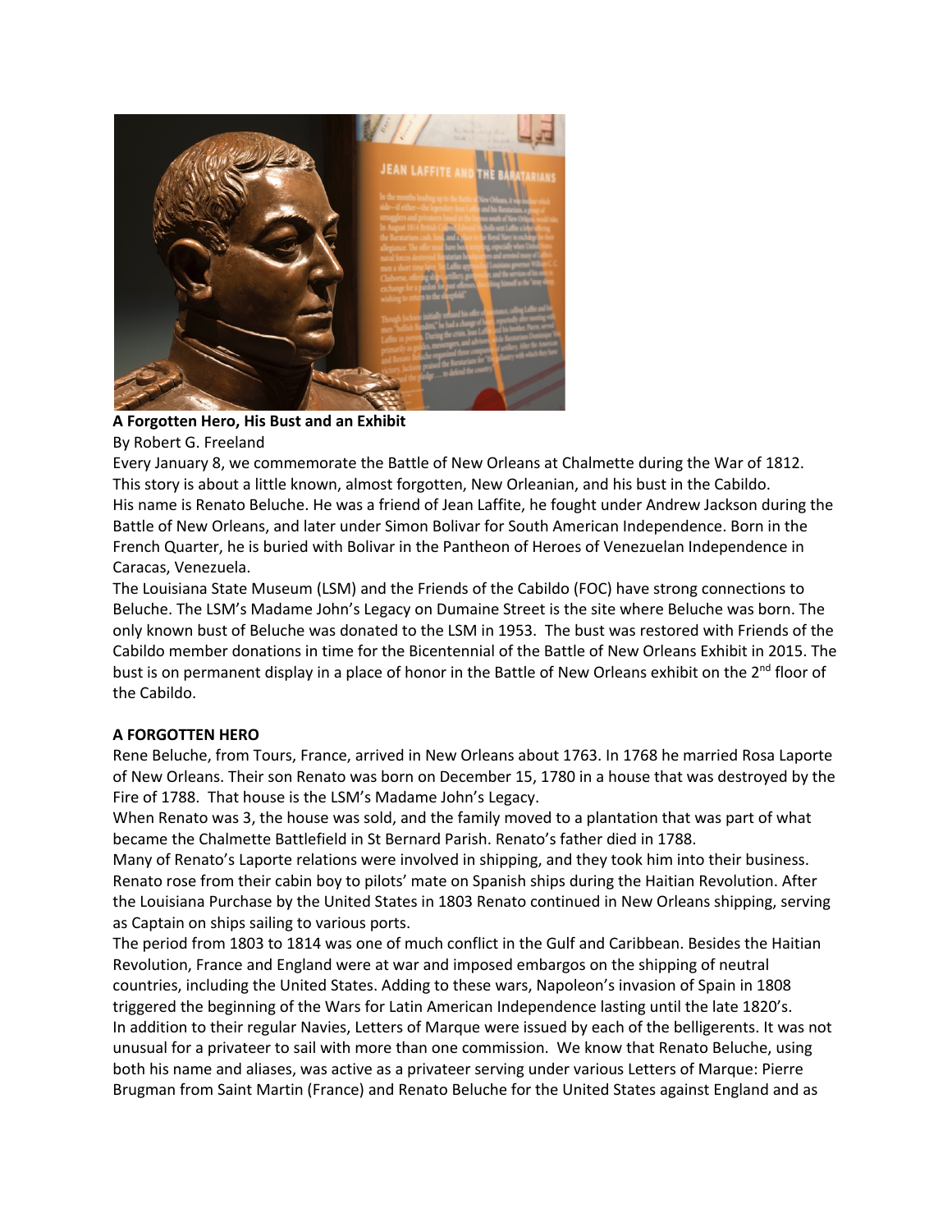**A Forgotten Hero, His Bust and an Exhibit**

By Robert G. Freeland

Every January 8, we commemorate the Battle of New Orleans at Chalmette during the War of 1812. This story is about a little known, almost forgotten, New Orleanian, and his bust in the Cabildo. His name is Renato Beluche. He was a friend of Jean Laffite, he fought under Andrew Jackson during the Battle of New Orleans, and later under Simon Bolivar for South American Independence. Born in the French Quarter, he is buried with Bolivar in the Pantheon of Heroes of Venezuelan Independence in Caracas, Venezuela.

The Louisiana State Museum (LSM) and the Friends of the Cabildo (FOC) have strong connections to Beluche. The LSM's Madame John's Legacy on Dumaine Street is the site where Beluche was born. The only known bust of Beluche was donated to the LSM in 1953. The bust was restored with Friends of the Cabildo member donations in time for the Bicentennial of the Battle of New Orleans Exhibit in 2015. The bust is on permanent display in a place of honor in the Battle of New Orleans exhibit on the 2nd floor of the Cabildo.

## A FORGOTTEN HERO

Rene Beluche, from Tours, France, arrived in New Orleans about 1763. In 1768 he married Rosa Laporte of New Orleans. Their son Renato was born on December 15, 1780 in a house that was destroyed by the Fire of 1788. That house is the LSM's Madame John's Legacy.

When Renato was 3, the house was sold, and the family moved to a plantation that was part of what became the Chalmette Battlefield in St Bernard Parish. Renato's father died in 1788.

Many of Renato's Laporte relations were involved in shipping, and they took him into their business. Renato rose from their cabin boy to pilots' mate on Spanish ships during the Haitian Revolution. After the Louisiana Purchase by the United States in 1803 Renato continued in New Orleans shipping, serving as Captain on ships sailing to various ports.

The period from 1803 to 1814 was one of much conflict in the Gulf and Caribbean. Besides the Haitian Revolution, France and England were at war and imposed embargos on the shipping of neutral countries, including the United States. Adding to these wars, Napoleon's invasion of Spain in 1808 triggered the beginning of the Wars for Latin American Independence lasting until the late 1820's.

In addition to their regular Navies, Letters of Marque were issued by each of the belligerents. It was not unusual for a privateer to sail with more than one commission. We know that Renato Beluche, using both his name and aliases, was active as a privateer serving under various Letters of Marque: Pierre Brugman from Saint Martin (France) and Renato Beluche for the United States against England and as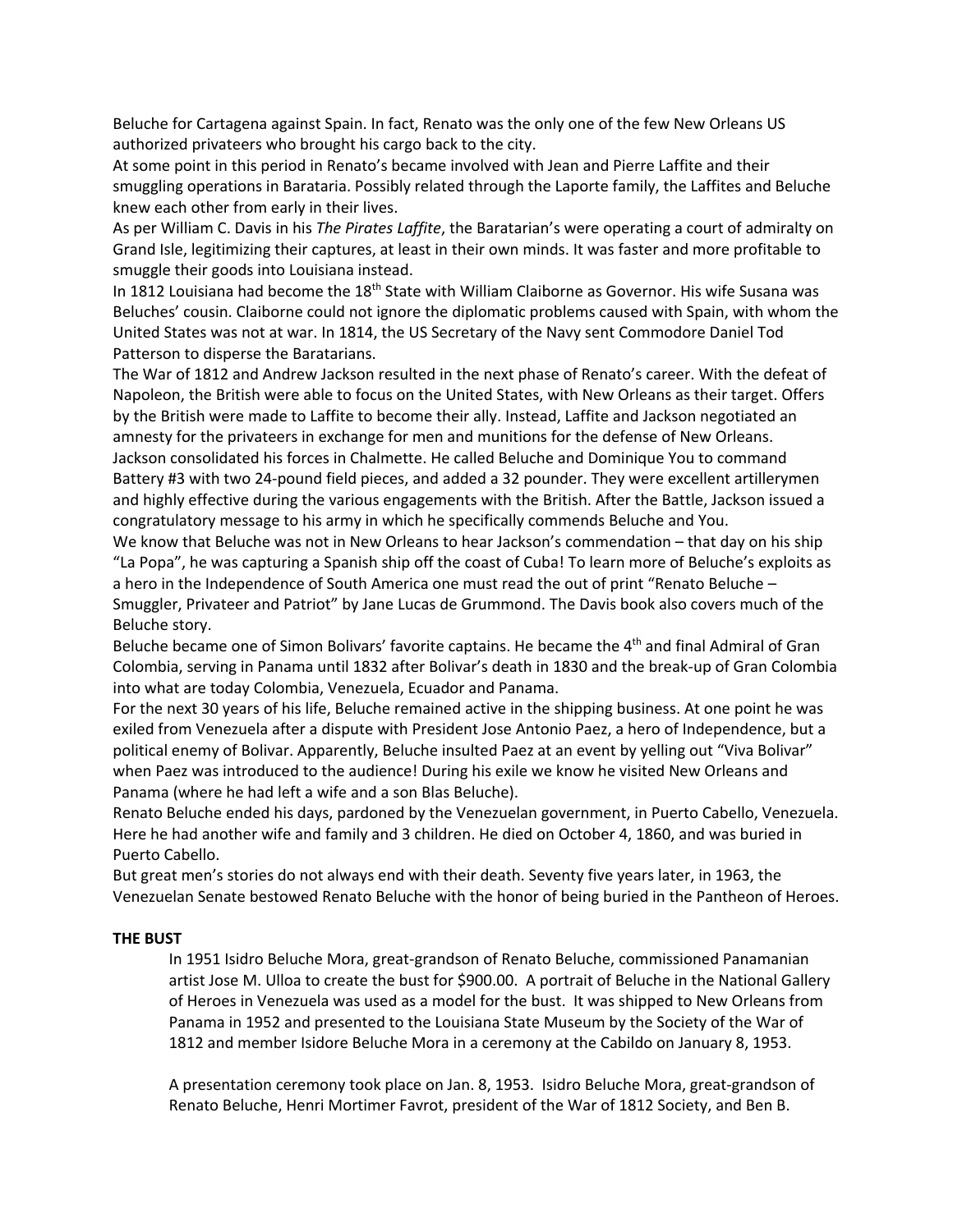Beluche for Cartagena against Spain. In fact, Renato was the only one of the few New Orleans US authorized privateers who brought his cargo back to the city.

At some point in this period in Renato's became involved with Jean and Pierre Laffite and their smuggling operations in Barataria. Possibly related through the Laporte family, the Laffites and Beluche knew each other from early in their lives.

As per William C. Davis in his *The Pirates Laffite*, the Baratarian's were operating a court of admiralty on Grand Isle, legitimizing their captures, at least in their own minds. It was faster and more profitable to smuggle their goods into Louisiana instead.

In 1812 Louisiana had become the 18th State with William Claiborne as Governor. His wife Susana was Beluches' cousin. Claiborne could not ignore the diplomatic problems caused with Spain, with whom the United States was not at war. In 1814, the US Secretary of the Navy sent Commodore Daniel Tod Patterson to disperse the Baratarians.

The War of 1812 and Andrew Jackson resulted in the next phase of Renato's career. With the defeat of Napoleon, the British were able to focus on the United States, with New Orleans as their target. Offers by the British were made to Laffite to become their ally. Instead, Laffite and Jackson negotiated an amnesty for the privateers in exchange for men and munitions for the defense of New Orleans.

Jackson consolidated his forces in Chalmette. He called Beluche and Dominique You to command Battery #3 with two 24-pound field pieces, and added a 32 pounder. They were excellent artillerymen and highly effective during the various engagements with the British. After the Battle, Jackson issued a congratulatory message to his army in which he specifically commends Beluche and You.

We know that Beluche was not in New Orleans to hear Jackson's commendation – that day on his ship "La Popa", he was capturing a Spanish ship off the coast of Cuba! To learn more of Beluche's exploits as a hero in the Independence of South America one must read the out of print "Renato Beluche – Smuggler, Privateer and Patriot" by Jane Lucas de Grummond. The Davis book also covers much of the Beluche story.

Beluche became one of Simon Bolivars' favorite captains. He became the 4th and final Admiral of Gran Colombia, serving in Panama until 1832 after Bolivar's death in 1830 and the break-up of Gran Colombia into what are today Colombia, Venezuela, Ecuador and Panama.

For the next 30 years of his life, Beluche remained active in the shipping business. At one point he was exiled from Venezuela after a dispute with President Jose Antonio Paez, a hero of Independence, but a political enemy of Bolivar. Apparently, Beluche insulted Paez at an event by yelling out "Viva Bolivar" when Paez was introduced to the audience! During his exile we know he visited New Orleans and Panama (where he had left a wife and a son Blas Beluche).

Renato Beluche ended his days, pardoned by the Venezuelan government, in Puerto Cabello, Venezuela. Here he had another wife and family and 3 children. He died on October 4, 1860, and was buried in Puerto Cabello.

But great men's stories do not always end with their death. Seventy five years later, in 1963, the Venezuelan Senate bestowed Renato Beluche with the honor of being buried in the Pantheon of Heroes.

**THE BUST**

In 1951 Isidro Beluche Mora, great-grandson of Renato Beluche, commissioned Panamanian artist Jose M. Ulloa to create the bust for $900.00. A portrait of Beluche in the National Gallery of Heroes in Venezuela was used as a model for the bust. It was shipped to New Orleans from Panama in 1952 and presented to the Louisiana State Museum by the Society of the War of 1812 and member Isidore Beluche Mora in a ceremony at the Cabildo on January 8, 1953.

A presentation ceremony took place on Jan. 8, 1953. Isidro Beluche Mora, great-grandson of Renato Beluche, Henri Mortimer Favrot, president of the War of 1812 Society, and Ben B.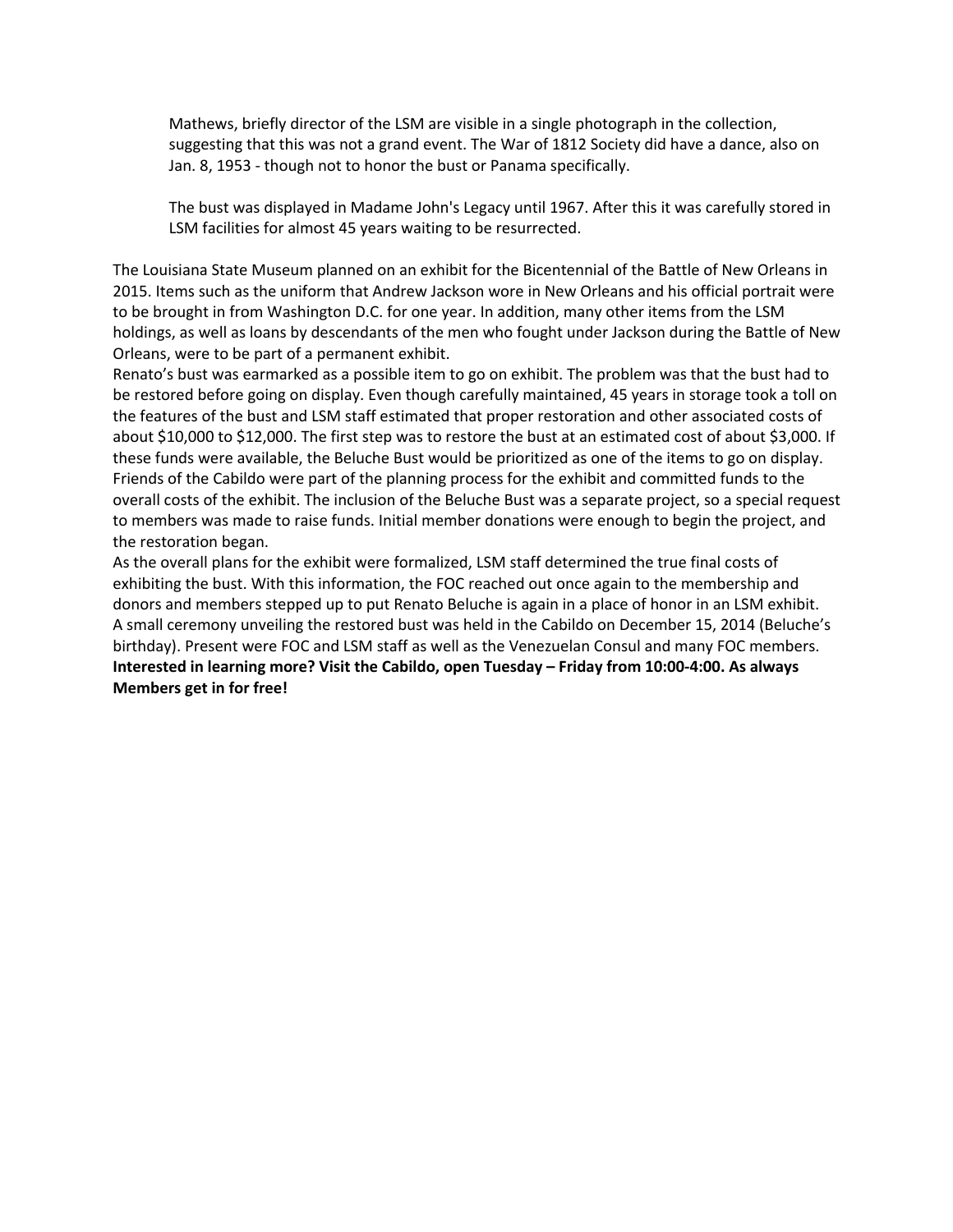Mathews, briefly director of the LSM are visible in a single photograph in the collection, suggesting that this was not a grand event. The War of 1812 Society did have a dance, also on Jan. 8, 1953 - though not to honor the bust or Panama specifically.

The bust was displayed in Madame John's Legacy until 1967. After this it was carefully stored in LSM facilities for almost 45 years waiting to be resurrected.

The Louisiana State Museum planned on an exhibit for the Bicentennial of the Battle of New Orleans in 2015. Items such as the uniform that Andrew Jackson wore in New Orleans and his official portrait were to be brought in from Washington D.C. for one year. In addition, many other items from the LSM holdings, as well as loans by descendants of the men who fought under Jackson during the Battle of New Orleans, were to be part of a permanent exhibit.

Renato's bust was earmarked as a possible item to go on exhibit. The problem was that the bust had to be restored before going on display. Even though carefully maintained, 45 years in storage took a toll on the features of the bust and LSM staff estimated that proper restoration and other associated costs of about $10,000 to $12,000. The first step was to restore the bust at an estimated cost of about $3,000. If these funds were available, the Beluche Bust would be prioritized as one of the items to go on display. Friends of the Cabildo were part of the planning process for the exhibit and committed funds to the overall costs of the exhibit. The inclusion of the Beluche Bust was a separate project, so a special request to members was made to raise funds. Initial member donations were enough to begin the project, and the restoration began.

As the overall plans for the exhibit were formalized, LSM staff determined the true final costs of exhibiting the bust. With this information, the FOC reached out once again to the membership and donors and members stepped up to put Renato Beluche is again in a place of honor in an LSM exhibit.

A small ceremony unveiling the restored bust was held in the Cabildo on December 15, 2014 (Beluche's birthday). Present were FOC and LSM staff as well as the Venezuelan Consul and many FOC members.

**Interested in learning more? Visit the Cabildo, open Tuesday – Friday from 10:00-4:00. As always Members get in for free!**